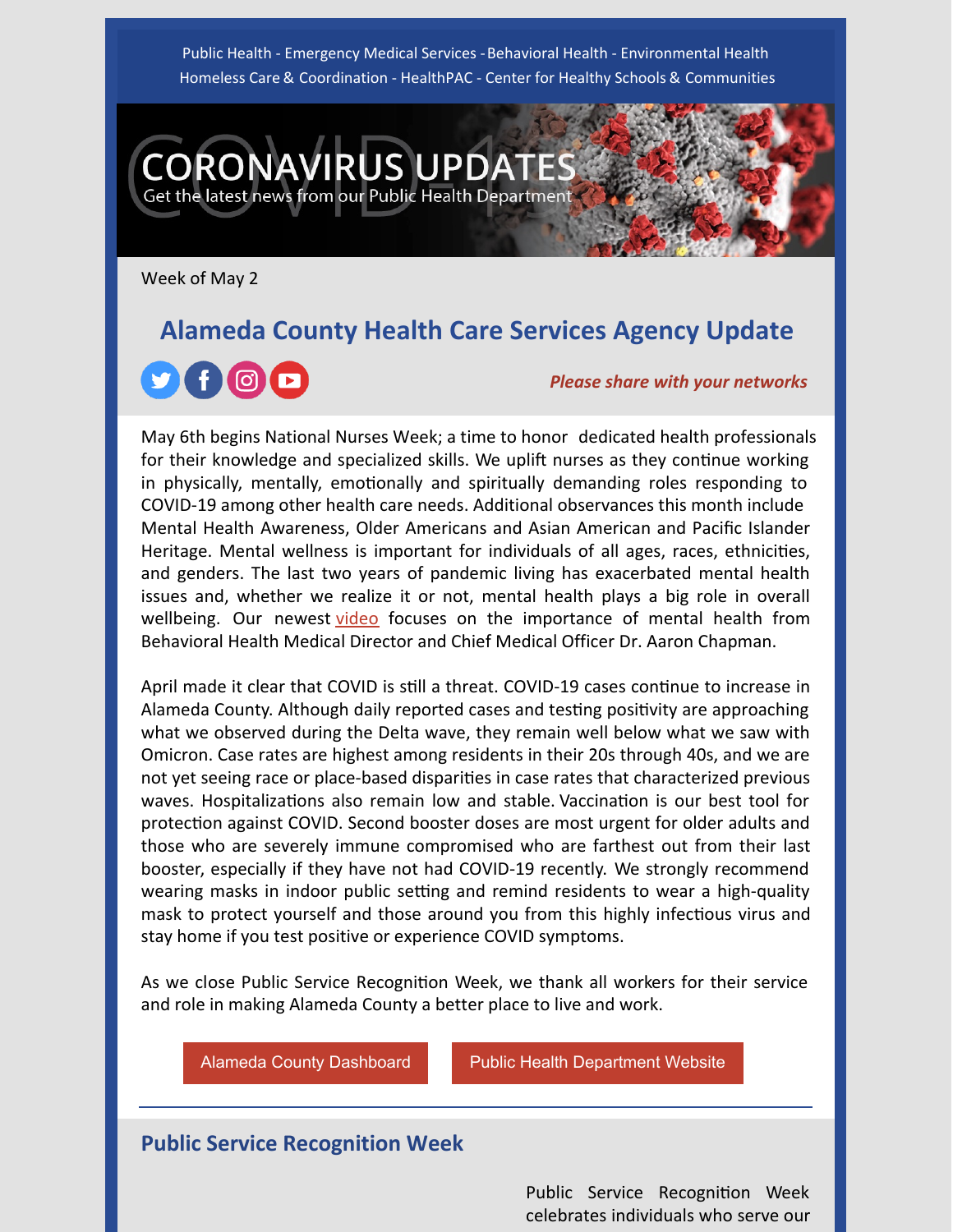Public Health - Emergency Medical Services - Behavioral Health - Environmental Health
Homeless Care & Coordination - HealthPAC - Center for Healthy Schools & Communities

# CORONAVIRUS UPDATES

Get the latest news from our Public Health Department

Week of May 2

## Alameda County Health Care Services Agency Update

***Please share with your networks***

May 6th begins National Nurses Week; a time to honor dedicated health professionals for their knowledge and specialized skills. We uplift nurses as they continue working in physically, mentally, emotionally and spiritually demanding roles responding to COVID-19 among other health care needs. Additional observances this month include Mental Health Awareness, Older Americans and Asian American and Pacific Islander Heritage. Mental wellness is important for individuals of all ages, races, ethnicities, and genders. The last two years of pandemic living has exacerbated mental health issues and, whether we realize it or not, mental health plays a big role in overall wellbeing. Our newest video focuses on the importance of mental health from Behavioral Health Medical Director and Chief Medical Officer Dr. Aaron Chapman.

April made it clear that COVID is still a threat. COVID-19 cases continue to increase in Alameda County. Although daily reported cases and testing positivity are approaching what we observed during the Delta wave, they remain well below what we saw with Omicron. Case rates are highest among residents in their 20s through 40s, and we are not yet seeing race or place-based disparities in case rates that characterized previous waves. Hospitalizations also remain low and stable. Vaccination is our best tool for protection against COVID. Second booster doses are most urgent for older adults and those who are severely immune compromised who are farthest out from their last booster, especially if they have not had COVID-19 recently. We strongly recommend wearing masks in indoor public setting and remind residents to wear a high-quality mask to protect yourself and those around you from this highly infectious virus and stay home if you test positive or experience COVID symptoms.

As we close Public Service Recognition Week, we thank all workers for their service and role in making Alameda County a better place to live and work.

Alameda County Dashboard | Public Health Department Website

---

## Public Service Recognition Week

Public Service Recognition Week celebrates individuals who serve our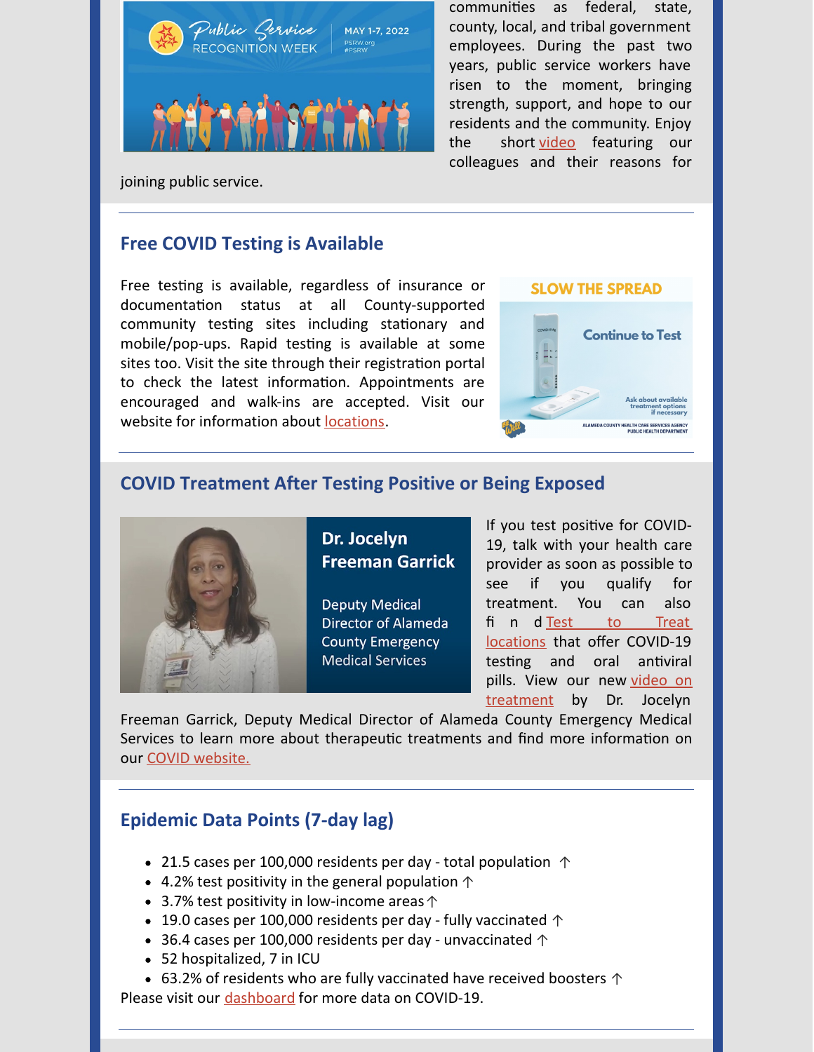communities as federal, state, county, local, and tribal government employees. During the past two years, public service workers have risen to the moment, bringing strength, support, and hope to our residents and the community. Enjoy the short video featuring our colleagues and their reasons for joining public service.

---

## Free COVID Testing is Available

Free testing is available, regardless of insurance or documentation status at all County-supported community testing sites including stationary and mobile/pop-ups. Rapid testing is available at some sites too. Visit the site through their registration portal to check the latest information. Appointments are encouraged and walk-ins are accepted. Visit our website for information about locations.

---

## COVID Treatment After Testing Positive or Being Exposed

If you test positive for COVID-19, talk with your health care provider as soon as possible to see if you qualify for treatment. You can also find Test to Treat locations that offer COVID-19 testing and oral antiviral pills. View our new video on treatment by Dr. Jocelyn Freeman Garrick, Deputy Medical Director of Alameda County Emergency Medical Services to learn more about therapeutic treatments and find more information on our COVID website.

---

## Epidemic Data Points (7-day lag)

- 21.5 cases per 100,000 residents per day - total population ↑
- 4.2% test positivity in the general population ↑
- 3.7% test positivity in low-income areas ↑
- 19.0 cases per 100,000 residents per day - fully vaccinated ↑
- 36.4 cases per 100,000 residents per day - unvaccinated ↑
- 52 hospitalized, 7 in ICU
- 63.2% of residents who are fully vaccinated have received boosters ↑

Please visit our dashboard for more data on COVID-19.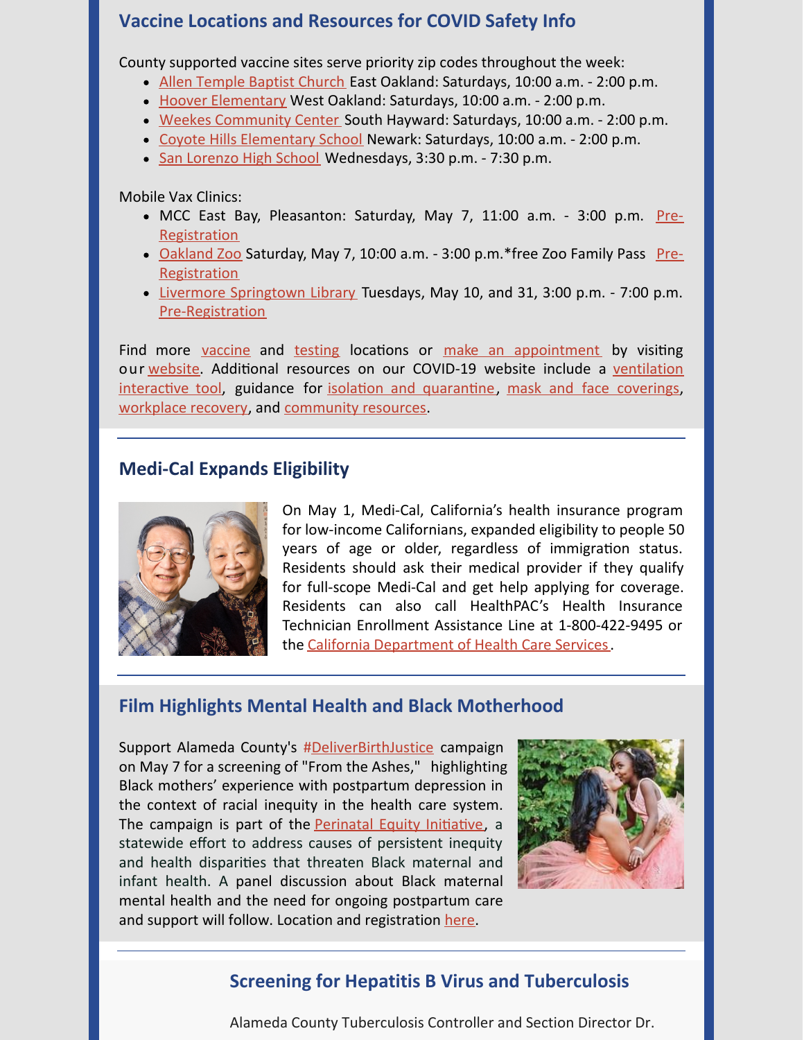## Vaccine Locations and Resources for COVID Safety Info

County supported vaccine sites serve priority zip codes throughout the week:

- Allen Temple Baptist Church East Oakland: Saturdays, 10:00 a.m. - 2:00 p.m.
- Hoover Elementary West Oakland: Saturdays, 10:00 a.m. - 2:00 p.m.
- Weekes Community Center South Hayward: Saturdays, 10:00 a.m. - 2:00 p.m.
- Coyote Hills Elementary School Newark: Saturdays, 10:00 a.m. - 2:00 p.m.
- San Lorenzo High School Wednesdays, 3:30 p.m. - 7:30 p.m.

Mobile Vax Clinics:

- MCC East Bay, Pleasanton: Saturday, May 7, 11:00 a.m. - 3:00 p.m. Pre-Registration
- Oakland Zoo Saturday, May 7, 10:00 a.m. - 3:00 p.m.*free Zoo Family Pass Pre-Registration
- Livermore Springtown Library Tuesdays, May 10, and 31, 3:00 p.m. - 7:00 p.m. Pre-Registration

Find more vaccine and testing locations or make an appointment by visiting our website. Additional resources on our COVID-19 website include a ventilation interactive tool, guidance for isolation and quarantine, mask and face coverings, workplace recovery, and community resources.

## Medi-Cal Expands Eligibility

On May 1, Medi-Cal, California's health insurance program for low-income Californians, expanded eligibility to people 50 years of age or older, regardless of immigration status. Residents should ask their medical provider if they qualify for full-scope Medi-Cal and get help applying for coverage. Residents can also call HealthPAC's Health Insurance Technician Enrollment Assistance Line at 1-800-422-9495 or the California Department of Health Care Services.

## Film Highlights Mental Health and Black Motherhood

Support Alameda County's #DeliverBirthJustice campaign on May 7 for a screening of "From the Ashes," highlighting Black mothers' experience with postpartum depression in the context of racial inequity in the health care system. The campaign is part of the Perinatal Equity Initiative, a statewide effort to address causes of persistent inequity and health disparities that threaten Black maternal and infant health. A panel discussion about Black maternal mental health and the need for ongoing postpartum care and support will follow. Location and registration here.

## Screening for Hepatitis B Virus and Tuberculosis

Alameda County Tuberculosis Controller and Section Director Dr.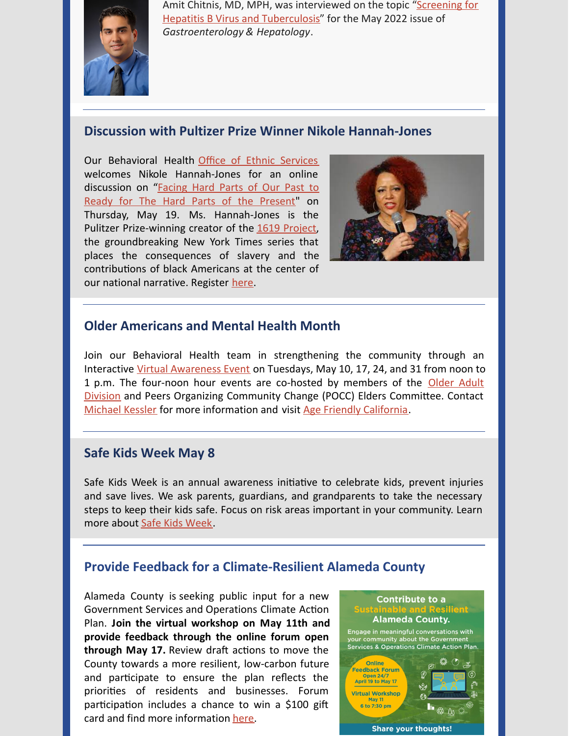Amit Chitnis, MD, MPH, was interviewed on the topic "Screening for Hepatitis B Virus and Tuberculosis" for the May 2022 issue of *Gastroenterology & Hepatology*.

## Discussion with Pultizer Prize Winner Nikole Hannah-Jones

Our Behavioral Health Office of Ethnic Services welcomes Nikole Hannah-Jones for an online discussion on "Facing Hard Parts of Our Past to Ready for The Hard Parts of the Present" on Thursday, May 19. Ms. Hannah-Jones is the Pulitzer Prize-winning creator of the 1619 Project, the groundbreaking New York Times series that places the consequences of slavery and the contributions of black Americans at the center of our national narrative. Register here.

## Older Americans and Mental Health Month

Join our Behavioral Health team in strengthening the community through an Interactive Virtual Awareness Event on Tuesdays, May 10, 17, 24, and 31 from noon to 1 p.m. The four-noon hour events are co-hosted by members of the Older Adult Division and Peers Organizing Community Change (POCC) Elders Committee. Contact Michael Kessler for more information and visit Age Friendly California.

## Safe Kids Week May 8

Safe Kids Week is an annual awareness initiative to celebrate kids, prevent injuries and save lives. We ask parents, guardians, and grandparents to take the necessary steps to keep their kids safe. Focus on risk areas important in your community. Learn more about Safe Kids Week.

## Provide Feedback for a Climate-Resilient Alameda County

Alameda County is seeking public input for a new Government Services and Operations Climate Action Plan. **Join the virtual workshop on May 11th and provide feedback through the online forum open through May 17.** Review draft actions to move the County towards a more resilient, low-carbon future and participate to ensure the plan reflects the priorities of residents and businesses. Forum participation includes a chance to win a $100 gift card and find more information here.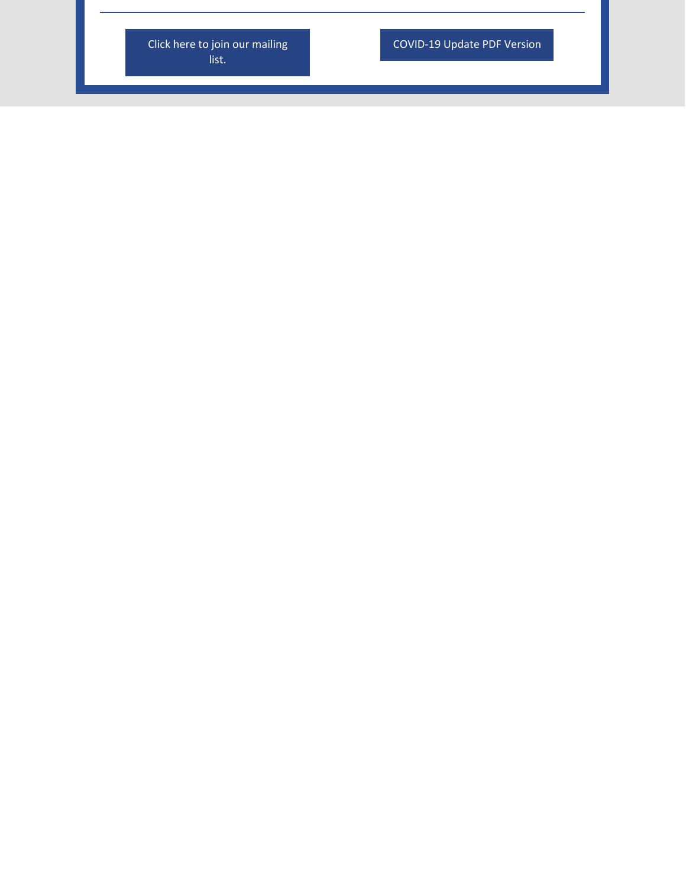Click here to join our mailing list.

COVID-19 Update PDF Version